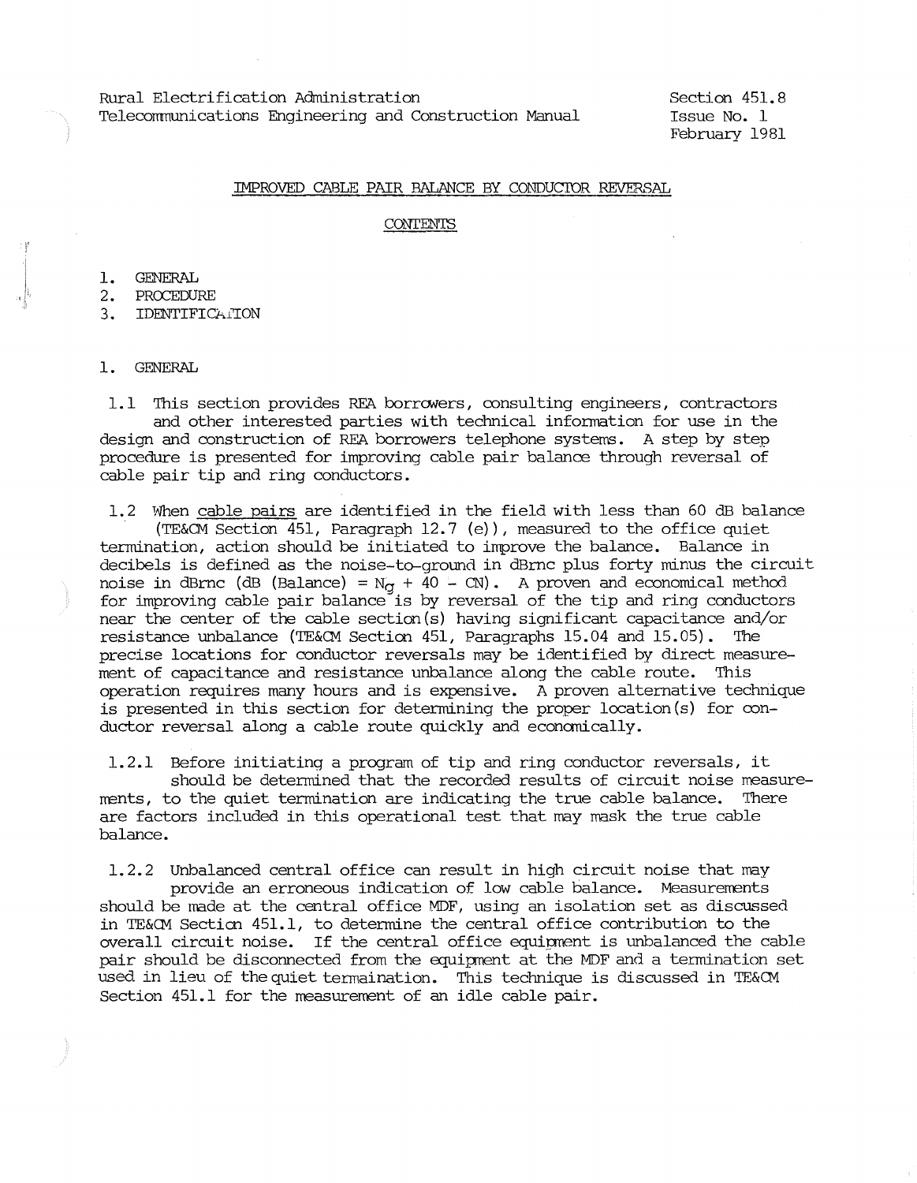Rural Electrification Administration
Telecommunications Engineering and Construction Manual

Section 451.8
Issue No. 1
February 1981

# IMPROVED CABLE PAIR BALANCE BY CONDUCTOR REVERSAL

## CONTENTS

1. GENERAL
2. PROCEDURE
3. IDENTIFICATION

## 1. GENERAL

1.1 This section provides REA borrowers, consulting engineers, contractors and other interested parties with technical information for use in the design and construction of REA borrowers telephone systems. A step by step procedure is presented for improving cable pair balance through reversal of cable pair tip and ring conductors.

1.2 When cable pairs are identified in the field with less than 60 dB balance (TE&CM Section 451, Paragraph 12.7 (e)), measured to the office quiet termination, action should be initiated to improve the balance. Balance in decibels is defined as the noise-to-ground in dBrnc plus forty minus the circuit noise in dBrnc (dB (Balance) = $N_g$ + 40 - CN). A proven and economical method for improving cable pair balance is by reversal of the tip and ring conductors near the center of the cable section(s) having significant capacitance and/or resistance unbalance (TE&CM Section 451, Paragraphs 15.04 and 15.05). The precise locations for conductor reversals may be identified by direct measurement of capacitance and resistance unbalance along the cable route. This operation requires many hours and is expensive. A proven alternative technique is presented in this section for determining the proper location(s) for conductor reversal along a cable route quickly and economically.

1.2.1 Before initiating a program of tip and ring conductor reversals, it should be determined that the recorded results of circuit noise measurements, to the quiet termination are indicating the true cable balance. There are factors included in this operational test that may mask the true cable balance.

1.2.2 Unbalanced central office can result in high circuit noise that may provide an erroneous indication of low cable balance. Measurements should be made at the central office MDF, using an isolation set as discussed in TE&CM Section 451.1, to determine the central office contribution to the overall circuit noise. If the central office equipment is unbalanced the cable pair should be disconnected from the equipment at the MDF and a termination set used in lieu of the quiet termaination. This technique is discussed in TE&CM Section 451.1 for the measurement of an idle cable pair.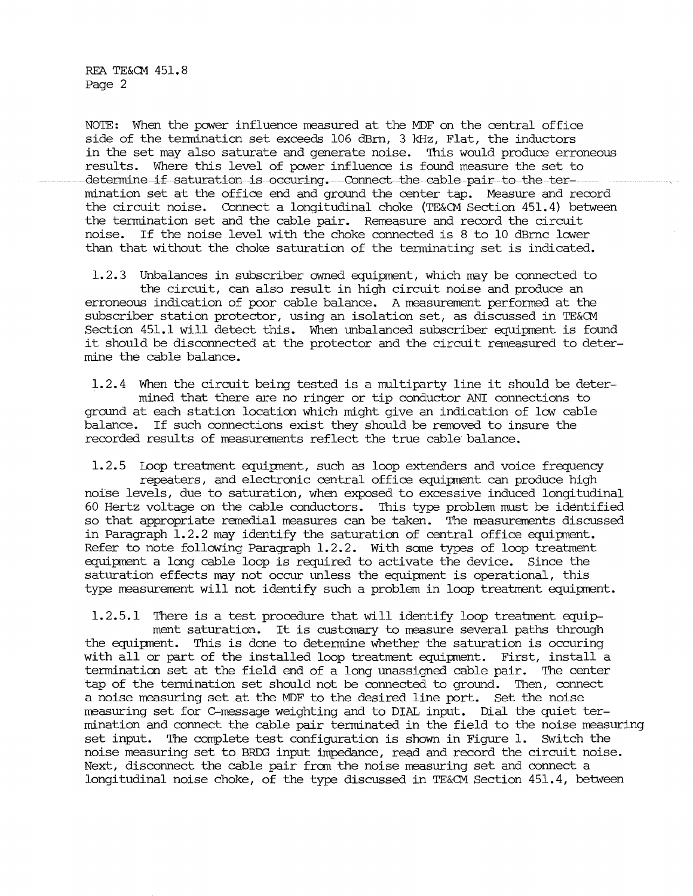NOTE: When the power influence measured at the MDF on the central office side of the termination set exceeds 106 dBrn, 3 kHz, Flat, the inductors in the set may also saturate and generate noise. This would produce erroneous results. Where this level of power influence is found measure the set to determine if saturation is occuring. Connect the cable pair to the termination set at the office end and ground the center tap. Measure and record the circuit noise. Connect a longitudinal choke (TE&CM Section 451.4) between the termination set and the cable pair. Remeasure and record the circuit noise. If the noise level with the choke connected is 8 to 10 dBrnc lower than that without the choke saturation of the terminating set is indicated.

1.2.3 Unbalances in subscriber owned equipment, which may be connected to the circuit, can also result in high circuit noise and produce an erroneous indication of poor cable balance. A measurement performed at the subscriber station protector, using an isolation set, as discussed in TE&CM Section 451.1 will detect this. When unbalanced subscriber equipment is found it should be disconnected at the protector and the circuit remeasured to determine the cable balance.

1.2.4 When the circuit being tested is a multiparty line it should be determined that there are no ringer or tip conductor ANI connections to ground at each station location which might give an indication of low cable balance. If such connections exist they should be removed to insure the recorded results of measurements reflect the true cable balance.

1.2.5 Loop treatment equipment, such as loop extenders and voice frequency repeaters, and electronic central office equipment can produce high noise levels, due to saturation, when exposed to excessive induced longitudinal 60 Hertz voltage on the cable conductors. This type problem must be identified so that appropriate remedial measures can be taken. The measurements discussed in Paragraph 1.2.2 may identify the saturation of central office equipment. Refer to note following Paragraph 1.2.2. With some types of loop treatment equipment a long cable loop is required to activate the device. Since the saturation effects may not occur unless the equipment is operational, this type measurement will not identify such a problem in loop treatment equipment.

1.2.5.1 There is a test procedure that will identify loop treatment equipment saturation. It is customary to measure several paths through the equipment. This is done to determine whether the saturation is occuring with all or part of the installed loop treatment equipment. First, install a termination set at the field end of a long unassigned cable pair. The center tap of the termination set should not be connected to ground. Then, connect a noise measuring set at the MDF to the desired line port. Set the noise measuring set for C-message weighting and to DIAL input. Dial the quiet termination and connect the cable pair terminated in the field to the noise measuring set input. The complete test configuration is shown in Figure 1. Switch the noise measuring set to BRDG input impedance, read and record the circuit noise. Next, disconnect the cable pair from the noise measuring set and connect a longitudinal noise choke, of the type discussed in TE&CM Section 451.4, between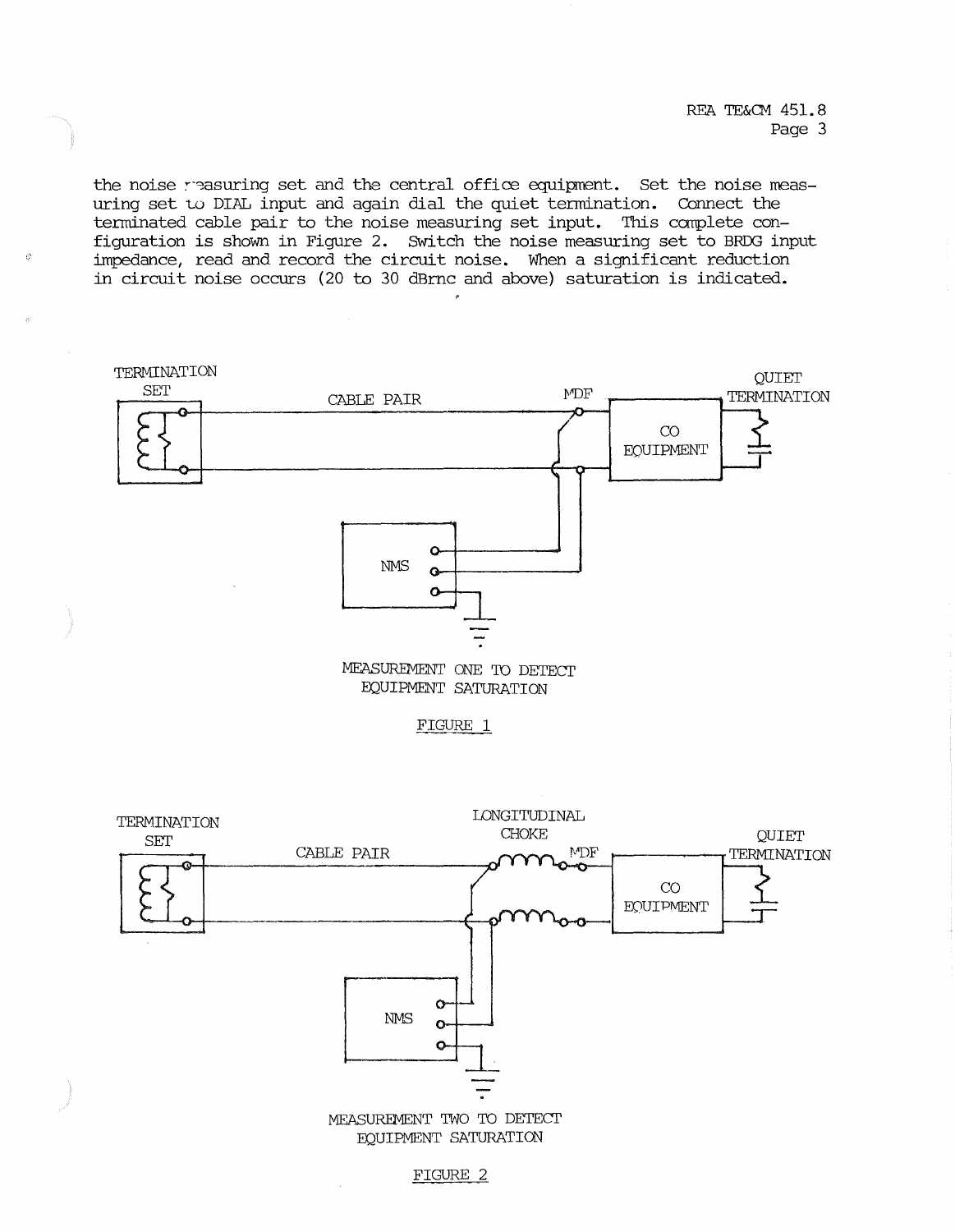the noise measuring set and the central office equipment. Set the noise measuring set to DIAL input and again dial the quiet termination. Connect the terminated cable pair to the noise measuring set input. This complete configuration is shown in Figure 2. Switch the noise measuring set to BRDG input impedance, read and record the circuit noise. When a significant reduction in circuit noise occurs (20 to 30 dBrnc and above) saturation is indicated.

TERMINATION SET — CABLE PAIR — MDF — CO EQUIPMENT — QUIET TERMINATION

NMS

MEASUREMENT ONE TO DETECT EQUIPMENT SATURATION

FIGURE 1

TERMINATION SET — CABLE PAIR — LONGITUDINAL CHOKE — MDF — CO EQUIPMENT — QUIET TERMINATION

NMS

MEASUREMENT TWO TO DETECT EQUIPMENT SATURATION

FIGURE 2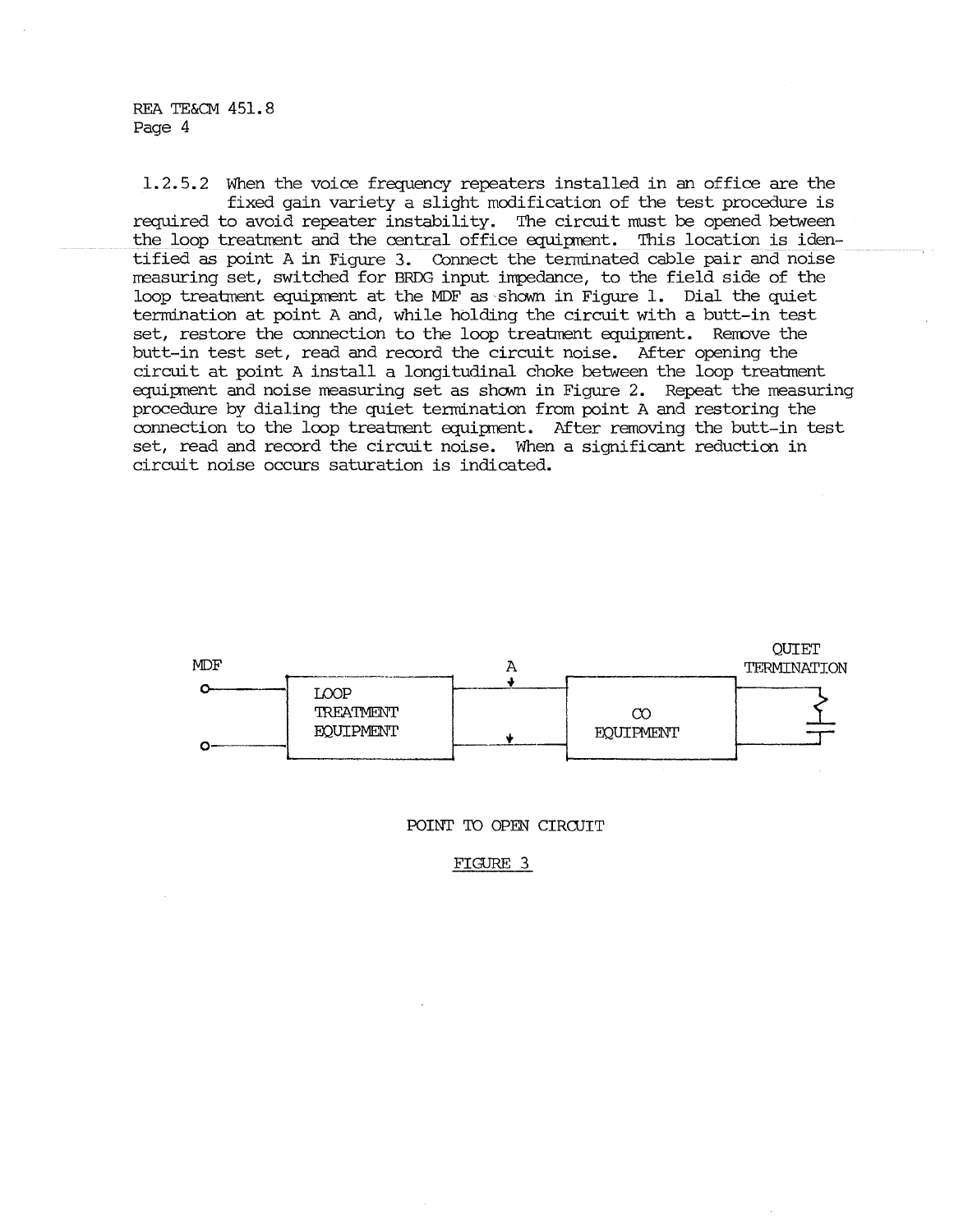1.2.5.2 When the voice frequency repeaters installed in an office are the fixed gain variety a slight modification of the test procedure is required to avoid repeater instability. The circuit must be opened between the loop treatment and the central office equipment. This location is identified as point A in Figure 3. Connect the terminated cable pair and noise measuring set, switched for BRDG input impedance, to the field side of the loop treatment equipment at the MDF as shown in Figure 1. Dial the quiet termination at point A and, while holding the circuit with a butt-in test set, restore the connection to the loop treatment equipment. Remove the butt-in test set, read and record the circuit noise. After opening the circuit at point A install a longitudinal choke between the loop treatment equipment and noise measuring set as shown in Figure 2. Repeat the measuring procedure by dialing the quiet termination from point A and restoring the connection to the loop treatment equipment. After removing the butt-in test set, read and record the circuit noise. When a significant reduction in circuit noise occurs saturation is indicated.

MDF — LOOP TREATMENT EQUIPMENT — A — CO EQUIPMENT — QUIET TERMINATION

POINT TO OPEN CIRCUIT

FIGURE 3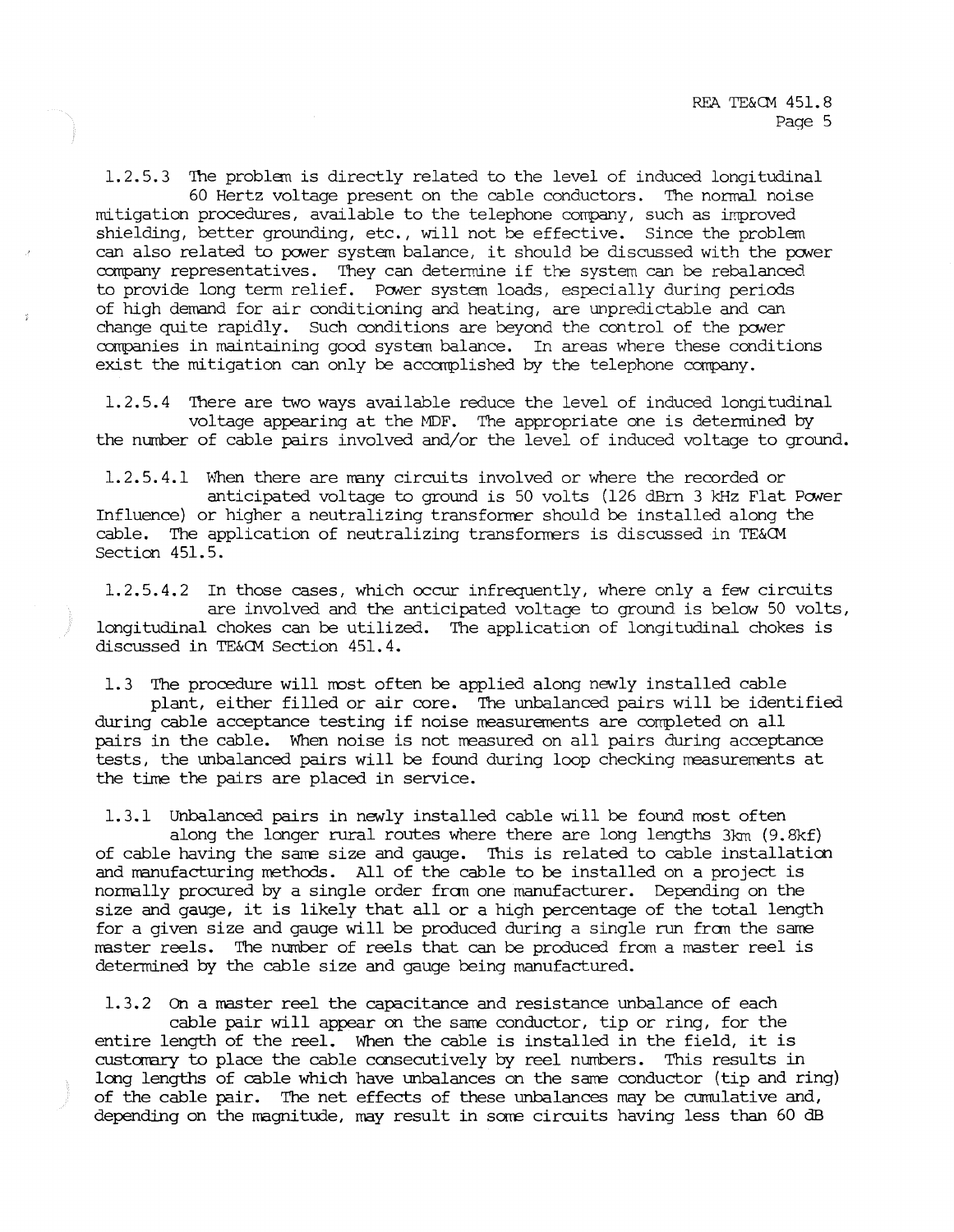1.2.5.3 The problem is directly related to the level of induced longitudinal 60 Hertz voltage present on the cable conductors. The normal noise mitigation procedures, available to the telephone company, such as improved shielding, better grounding, etc., will not be effective. Since the problem can also related to power system balance, it should be discussed with the power company representatives. They can determine if the system can be rebalanced to provide long term relief. Power system loads, especially during periods of high demand for air conditioning and heating, are unpredictable and can change quite rapidly. Such conditions are beyond the control of the power companies in maintaining good system balance. In areas where these conditions exist the mitigation can only be accomplished by the telephone company.

1.2.5.4 There are two ways available reduce the level of induced longitudinal voltage appearing at the MDF. The appropriate one is determined by the number of cable pairs involved and/or the level of induced voltage to ground.

1.2.5.4.1 When there are many circuits involved or where the recorded or anticipated voltage to ground is 50 volts (126 dBrn 3 kHz Flat Power Influence) or higher a neutralizing transformer should be installed along the cable. The application of neutralizing transformers is discussed in TE&CM Section 451.5.

1.2.5.4.2 In those cases, which occur infrequently, where only a few circuits are involved and the anticipated voltage to ground is below 50 volts, longitudinal chokes can be utilized. The application of longitudinal chokes is discussed in TE&CM Section 451.4.

1.3 The procedure will most often be applied along newly installed cable plant, either filled or air core. The unbalanced pairs will be identified during cable acceptance testing if noise measurements are completed on all pairs in the cable. When noise is not measured on all pairs during acceptance tests, the unbalanced pairs will be found during loop checking measurements at the time the pairs are placed in service.

1.3.1 Unbalanced pairs in newly installed cable will be found most often along the longer rural routes where there are long lengths 3km (9.8kf) of cable having the same size and gauge. This is related to cable installation and manufacturing methods. All of the cable to be installed on a project is normally procured by a single order from one manufacturer. Depending on the size and gauge, it is likely that all or a high percentage of the total length for a given size and gauge will be produced during a single run from the same master reels. The number of reels that can be produced from a master reel is determined by the cable size and gauge being manufactured.

1.3.2 On a master reel the capacitance and resistance unbalance of each cable pair will appear on the same conductor, tip or ring, for the entire length of the reel. When the cable is installed in the field, it is customary to place the cable consecutively by reel numbers. This results in long lengths of cable which have unbalances on the same conductor (tip and ring) of the cable pair. The net effects of these unbalances may be cumulative and, depending on the magnitude, may result in some circuits having less than 60 dB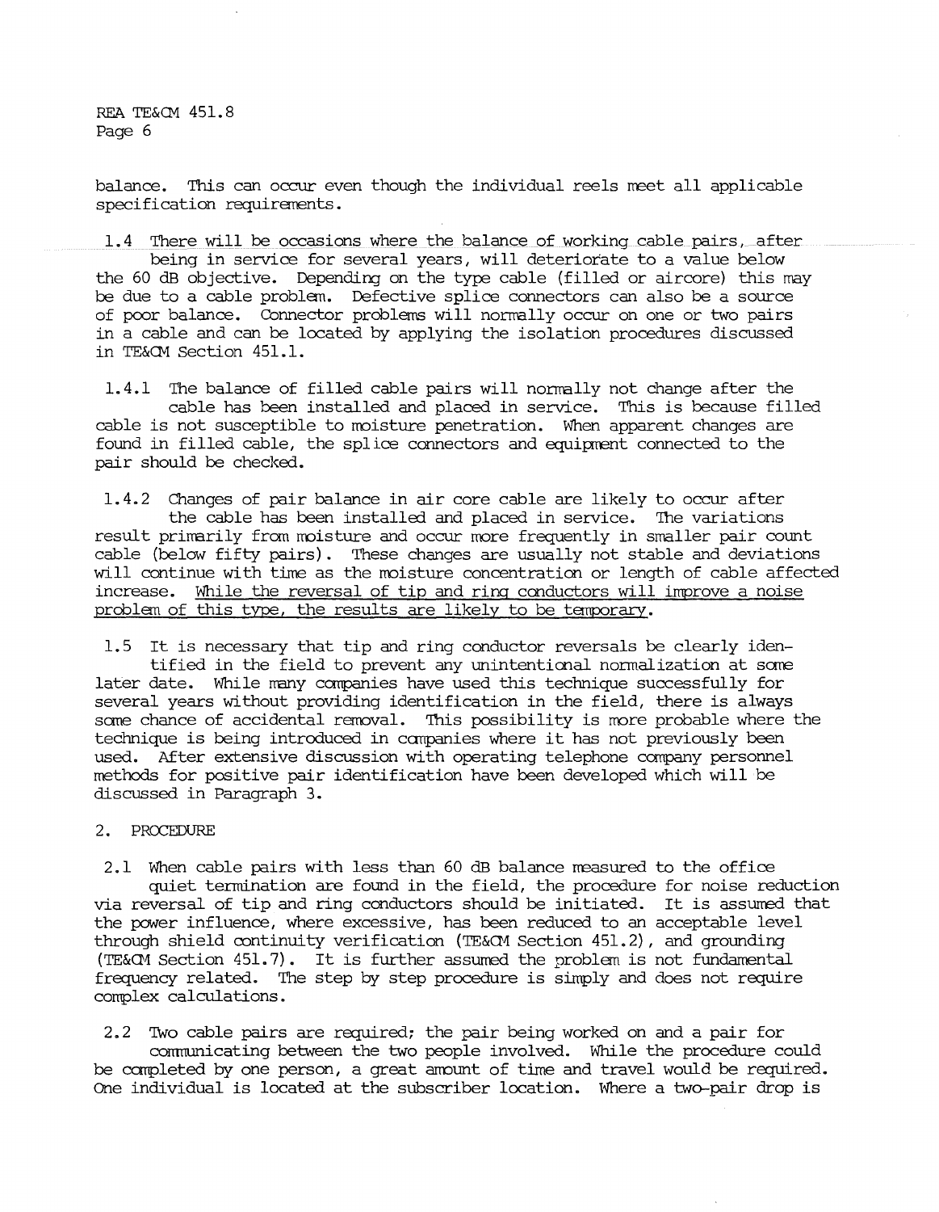balance. This can occur even though the individual reels meet all applicable specification requirements.

1.4 There will be occasions where the balance of working cable pairs, after being in service for several years, will deteriorate to a value below the 60 dB objective. Depending on the type cable (filled or aircore) this may be due to a cable problem. Defective splice connectors can also be a source of poor balance. Connector problems will normally occur on one or two pairs in a cable and can be located by applying the isolation procedures discussed in TE&CM Section 451.1.

1.4.1 The balance of filled cable pairs will normally not change after the cable has been installed and placed in service. This is because filled cable is not susceptible to moisture penetration. When apparent changes are found in filled cable, the splice connectors and equipment connected to the pair should be checked.

1.4.2 Changes of pair balance in air core cable are likely to occur after the cable has been installed and placed in service. The variations result primarily from moisture and occur more frequently in smaller pair count cable (below fifty pairs). These changes are usually not stable and deviations will continue with time as the moisture concentration or length of cable affected increase. <u>While the reversal of tip and ring conductors will improve a noise problem of this type, the results are likely to be temporary.</u>

1.5 It is necessary that tip and ring conductor reversals be clearly identified in the field to prevent any unintentional normalization at some later date. While many companies have used this technique successfully for several years without providing identification in the field, there is always some chance of accidental removal. This possibility is more probable where the technique is being introduced in companies where it has not previously been used. After extensive discussion with operating telephone company personnel methods for positive pair identification have been developed which will be discussed in Paragraph 3.

## 2. PROCEDURE

2.1 When cable pairs with less than 60 dB balance measured to the office quiet termination are found in the field, the procedure for noise reduction via reversal of tip and ring conductors should be initiated. It is assumed that the power influence, where excessive, has been reduced to an acceptable level through shield continuity verification (TE&CM Section 451.2), and grounding (TE&CM Section 451.7). It is further assumed the problem is not fundamental frequency related. The step by step procedure is simply and does not require complex calculations.

2.2 Two cable pairs are required; the pair being worked on and a pair for communicating between the two people involved. While the procedure could be completed by one person, a great amount of time and travel would be required. One individual is located at the subscriber location. Where a two-pair drop is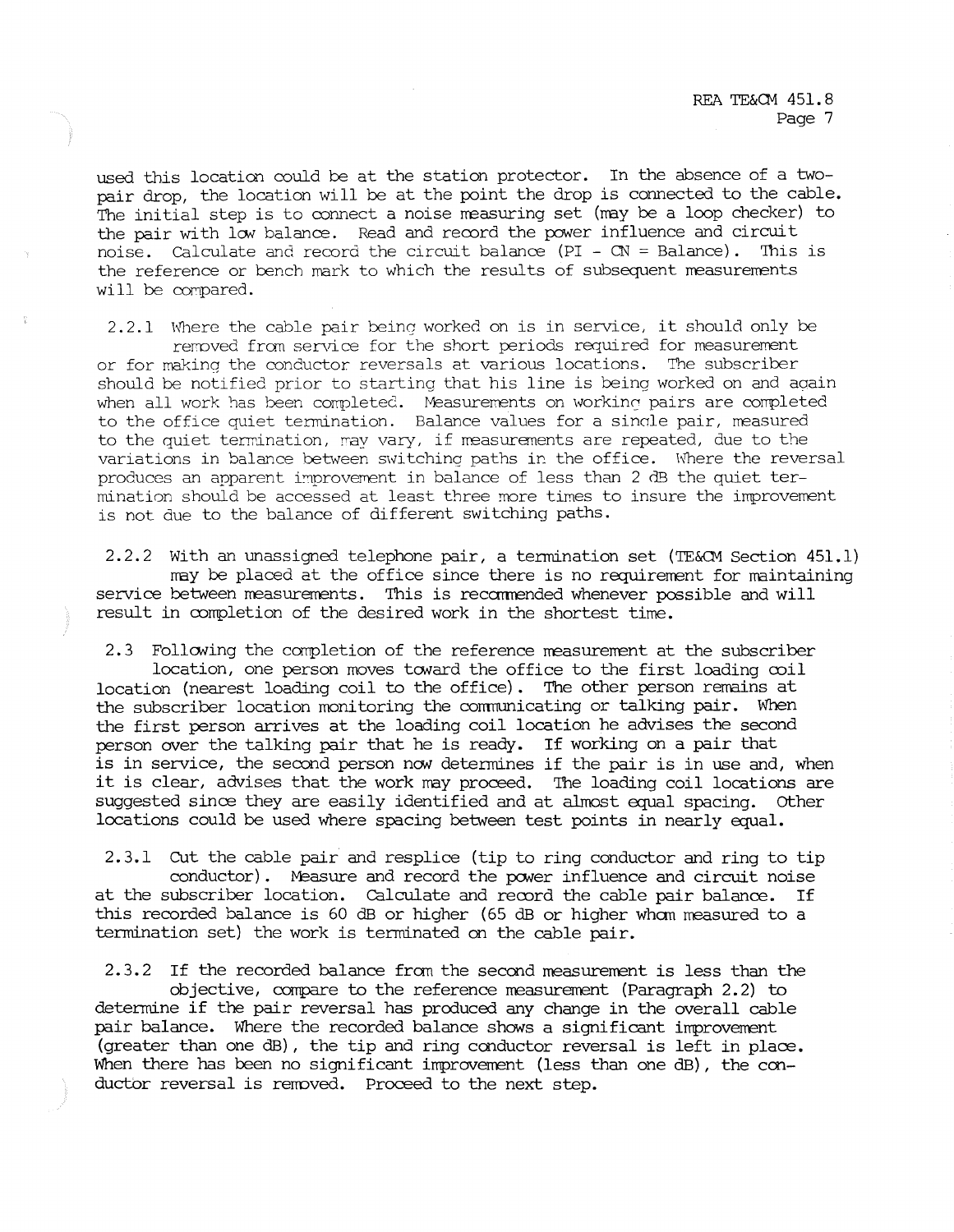used this location could be at the station protector. In the absence of a two-pair drop, the location will be at the point the drop is connected to the cable. The initial step is to connect a noise measuring set (may be a loop checker) to the pair with low balance. Read and record the power influence and circuit noise. Calculate and record the circuit balance (PI - CN = Balance). This is the reference or bench mark to which the results of subsequent measurements will be compared.

2.2.1 Where the cable pair being worked on is in service, it should only be removed from service for the short periods required for measurement or for making the conductor reversals at various locations. The subscriber should be notified prior to starting that his line is being worked on and again when all work has been completed. Measurements on working pairs are completed to the office quiet termination. Balance values for a single pair, measured to the quiet termination, may vary, if measurements are repeated, due to the variations in balance between switching paths in the office. Where the reversal produces an apparent improvement in balance of less than 2 dB the quiet termination should be accessed at least three more times to insure the improvement is not due to the balance of different switching paths.

2.2.2 With an unassigned telephone pair, a termination set (TE&CM Section 451.1) may be placed at the office since there is no requirement for maintaining service between measurements. This is recommended whenever possible and will result in completion of the desired work in the shortest time.

2.3 Following the completion of the reference measurement at the subscriber location, one person moves toward the office to the first loading coil location (nearest loading coil to the office). The other person remains at the subscriber location monitoring the communicating or talking pair. When the first person arrives at the loading coil location he advises the second person over the talking pair that he is ready. If working on a pair that is in service, the second person now determines if the pair is in use and, when it is clear, advises that the work may proceed. The loading coil locations are suggested since they are easily identified and at almost equal spacing. Other locations could be used where spacing between test points in nearly equal.

2.3.1 Cut the cable pair and resplice (tip to ring conductor and ring to tip conductor). Measure and record the power influence and circuit noise at the subscriber location. Calculate and record the cable pair balance. If this recorded balance is 60 dB or higher (65 dB or higher whom measured to a termination set) the work is terminated on the cable pair.

2.3.2 If the recorded balance from the second measurement is less than the objective, compare to the reference measurement (Paragraph 2.2) to determine if the pair reversal has produced any change in the overall cable pair balance. Where the recorded balance shows a significant improvement (greater than one dB), the tip and ring conductor reversal is left in place. When there has been no significant improvement (less than one dB), the conductor reversal is removed. Proceed to the next step.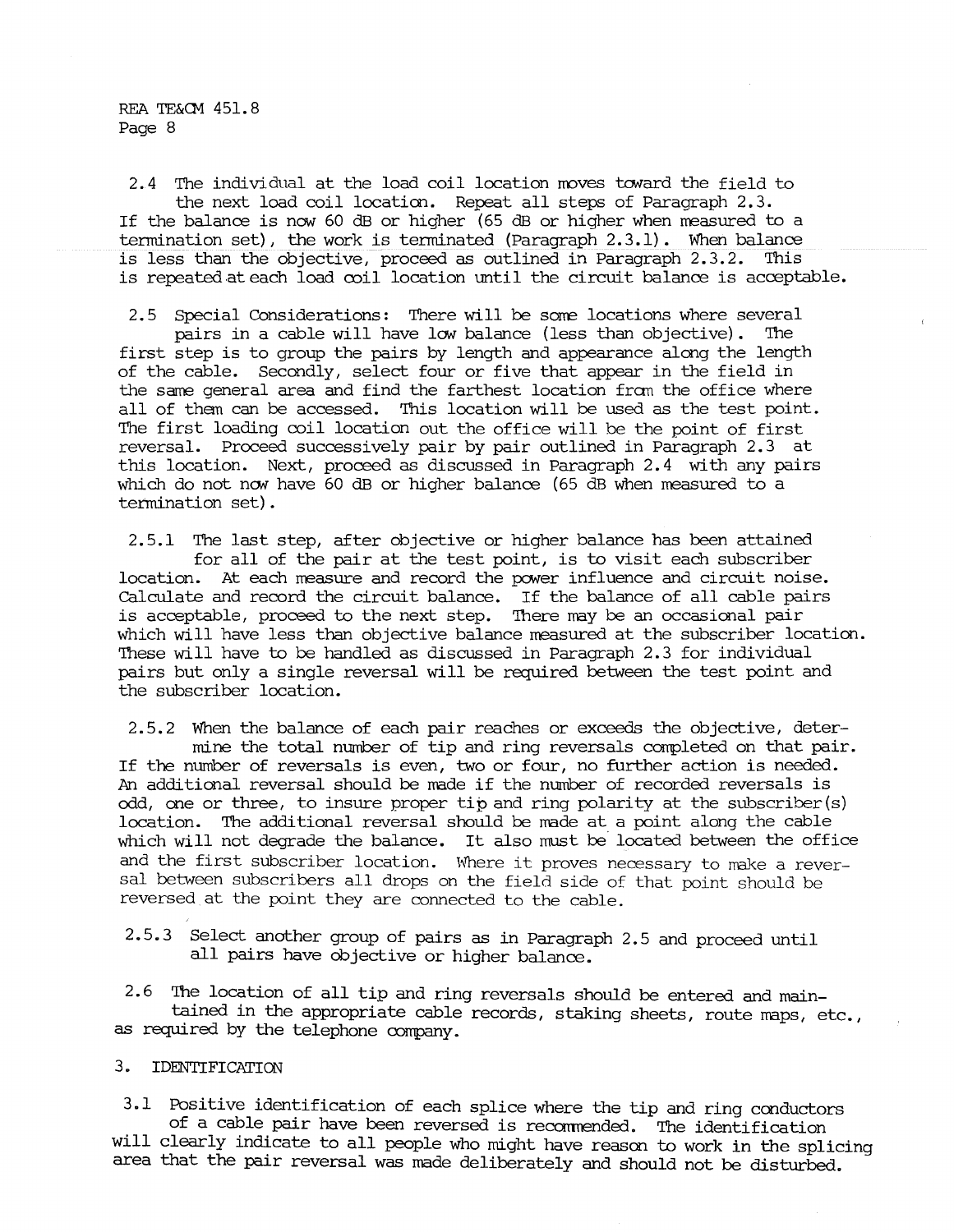2.4 The individual at the load coil location moves toward the field to the next load coil location. Repeat all steps of Paragraph 2.3. If the balance is now 60 dB or higher (65 dB or higher when measured to a termination set), the work is terminated (Paragraph 2.3.1). When balance is less than the objective, proceed as outlined in Paragraph 2.3.2. This is repeated at each load coil location until the circuit balance is acceptable.

2.5 Special Considerations: There will be some locations where several pairs in a cable will have low balance (less than objective). The first step is to group the pairs by length and appearance along the length of the cable. Secondly, select four or five that appear in the field in the same general area and find the farthest location from the office where all of them can be accessed. This location will be used as the test point. The first loading coil location out the office will be the point of first reversal. Proceed successively pair by pair outlined in Paragraph 2.3 at this location. Next, proceed as discussed in Paragraph 2.4 with any pairs which do not now have 60 dB or higher balance (65 dB when measured to a termination set).

2.5.1 The last step, after objective or higher balance has been attained for all of the pair at the test point, is to visit each subscriber location. At each measure and record the power influence and circuit noise. Calculate and record the circuit balance. If the balance of all cable pairs is acceptable, proceed to the next step. There may be an occasional pair which will have less than objective balance measured at the subscriber location. These will have to be handled as discussed in Paragraph 2.3 for individual pairs but only a single reversal will be required between the test point and the subscriber location.

2.5.2 When the balance of each pair reaches or exceeds the objective, determine the total number of tip and ring reversals completed on that pair. If the number of reversals is even, two or four, no further action is needed. An additional reversal should be made if the number of recorded reversals is odd, one or three, to insure proper tip and ring polarity at the subscriber(s) location. The additional reversal should be made at a point along the cable which will not degrade the balance. It also must be located between the office and the first subscriber location. Where it proves necessary to make a reversal between subscribers all drops on the field side of that point should be reversed at the point they are connected to the cable.

2.5.3 Select another group of pairs as in Paragraph 2.5 and proceed until all pairs have objective or higher balance.

2.6 The location of all tip and ring reversals should be entered and maintained in the appropriate cable records, staking sheets, route maps, etc., as required by the telephone company.

## 3. IDENTIFICATION

3.1 Positive identification of each splice where the tip and ring conductors of a cable pair have been reversed is recommended. The identification will clearly indicate to all people who might have reason to work in the splicing area that the pair reversal was made deliberately and should not be disturbed.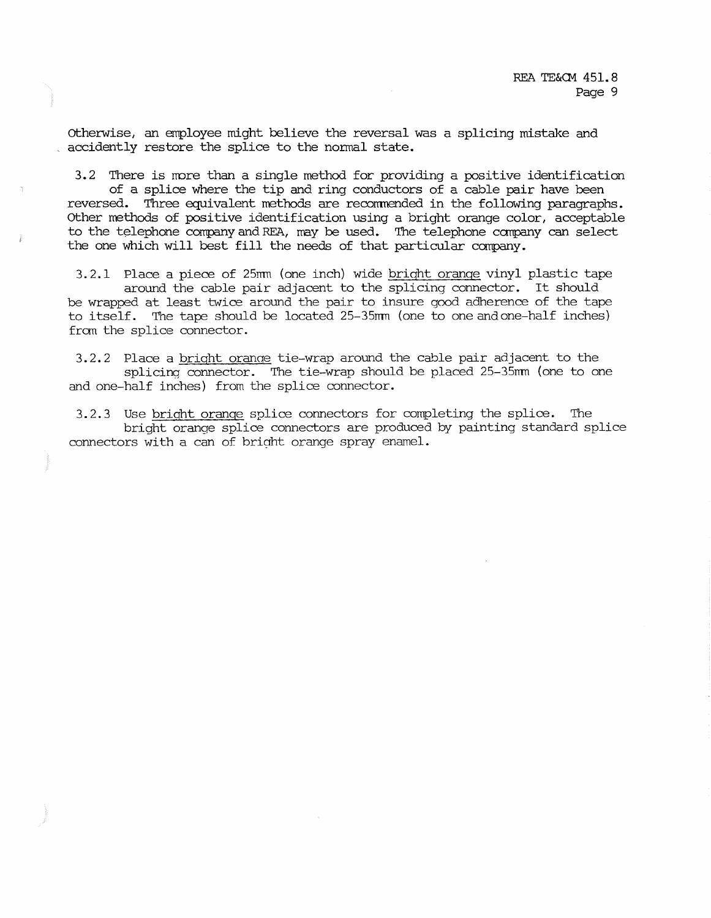Otherwise, an employee might believe the reversal was a splicing mistake and accidently restore the splice to the normal state.

3.2 There is more than a single method for providing a positive identification of a splice where the tip and ring conductors of a cable pair have been reversed. Three equivalent methods are recommended in the following paragraphs. Other methods of positive identification using a bright orange color, acceptable to the telephone company and REA, may be used. The telephone company can select the one which will best fill the needs of that particular company.

3.2.1 Place a piece of 25mm (one inch) wide <u>bright orange</u> vinyl plastic tape around the cable pair adjacent to the splicing connector. It should be wrapped at least twice around the pair to insure good adherence of the tape to itself. The tape should be located 25-35mm (one to one and one-half inches) from the splice connector.

3.2.2 Place a <u>bright orange</u> tie-wrap around the cable pair adjacent to the splicing connector. The tie-wrap should be placed 25-35mm (one to one and one-half inches) from the splice connector.

3.2.3 Use <u>bright orange</u> splice connectors for completing the splice. The bright orange splice connectors are produced by painting standard splice connectors with a can of bright orange spray enamel.